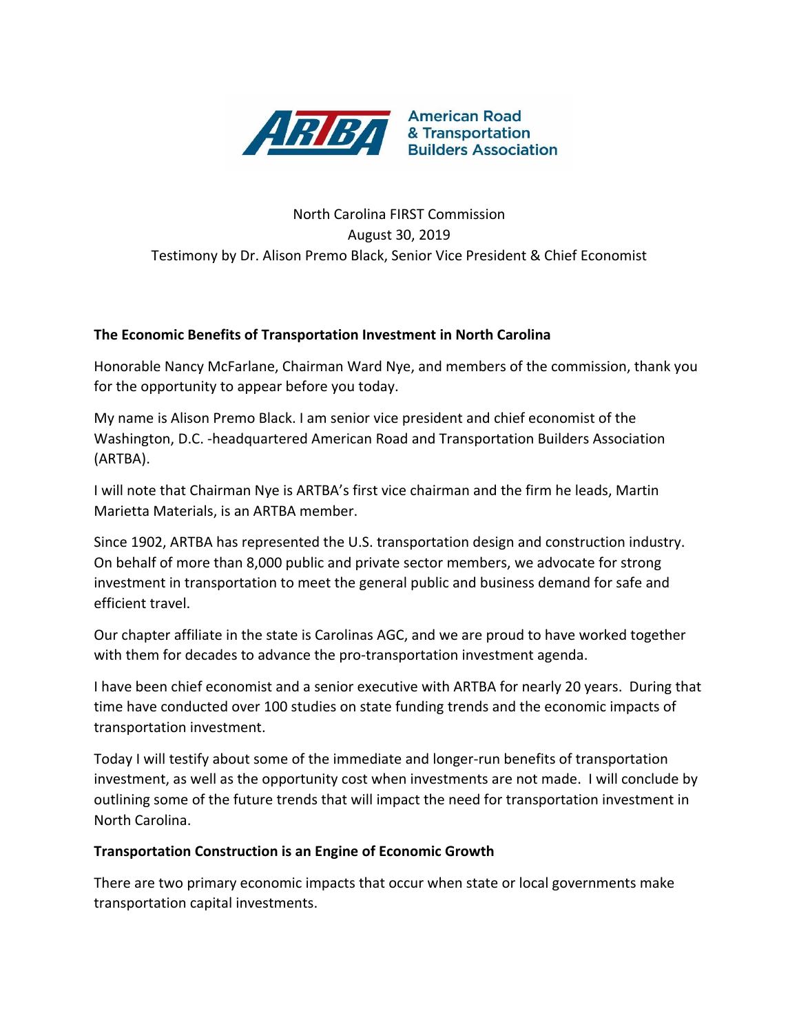American Road & Transportation Builders Association

North Carolina FIRST Commission
August 30, 2019
Testimony by Dr. Alison Premo Black, Senior Vice President & Chief Economist

**The Economic Benefits of Transportation Investment in North Carolina**

Honorable Nancy McFarlane, Chairman Ward Nye, and members of the commission, thank you for the opportunity to appear before you today.

My name is Alison Premo Black. I am senior vice president and chief economist of the Washington, D.C. -headquartered American Road and Transportation Builders Association (ARTBA).

I will note that Chairman Nye is ARTBA's first vice chairman and the firm he leads, Martin Marietta Materials, is an ARTBA member.

Since 1902, ARTBA has represented the U.S. transportation design and construction industry. On behalf of more than 8,000 public and private sector members, we advocate for strong investment in transportation to meet the general public and business demand for safe and efficient travel.

Our chapter affiliate in the state is Carolinas AGC, and we are proud to have worked together with them for decades to advance the pro-transportation investment agenda.

I have been chief economist and a senior executive with ARTBA for nearly 20 years. During that time have conducted over 100 studies on state funding trends and the economic impacts of transportation investment.

Today I will testify about some of the immediate and longer-run benefits of transportation investment, as well as the opportunity cost when investments are not made. I will conclude by outlining some of the future trends that will impact the need for transportation investment in North Carolina.

**Transportation Construction is an Engine of Economic Growth**

There are two primary economic impacts that occur when state or local governments make transportation capital investments.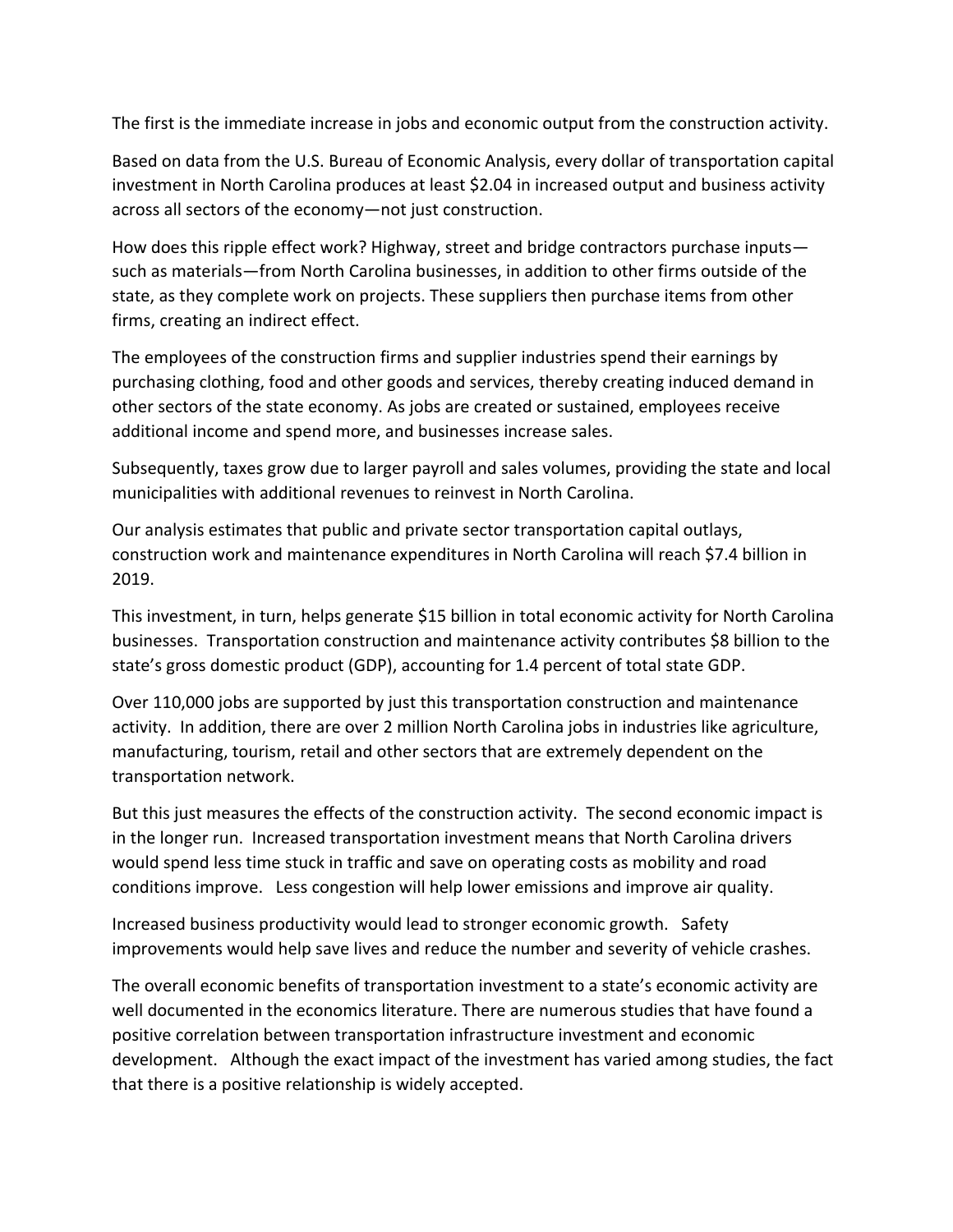The first is the immediate increase in jobs and economic output from the construction activity.

Based on data from the U.S. Bureau of Economic Analysis, every dollar of transportation capital investment in North Carolina produces at least $2.04 in increased output and business activity across all sectors of the economy—not just construction.

How does this ripple effect work? Highway, street and bridge contractors purchase inputs—such as materials—from North Carolina businesses, in addition to other firms outside of the state, as they complete work on projects. These suppliers then purchase items from other firms, creating an indirect effect.

The employees of the construction firms and supplier industries spend their earnings by purchasing clothing, food and other goods and services, thereby creating induced demand in other sectors of the state economy. As jobs are created or sustained, employees receive additional income and spend more, and businesses increase sales.

Subsequently, taxes grow due to larger payroll and sales volumes, providing the state and local municipalities with additional revenues to reinvest in North Carolina.

Our analysis estimates that public and private sector transportation capital outlays, construction work and maintenance expenditures in North Carolina will reach $7.4 billion in 2019.

This investment, in turn, helps generate $15 billion in total economic activity for North Carolina businesses. Transportation construction and maintenance activity contributes $8 billion to the state's gross domestic product (GDP), accounting for 1.4 percent of total state GDP.

Over 110,000 jobs are supported by just this transportation construction and maintenance activity. In addition, there are over 2 million North Carolina jobs in industries like agriculture, manufacturing, tourism, retail and other sectors that are extremely dependent on the transportation network.

But this just measures the effects of the construction activity. The second economic impact is in the longer run. Increased transportation investment means that North Carolina drivers would spend less time stuck in traffic and save on operating costs as mobility and road conditions improve. Less congestion will help lower emissions and improve air quality.

Increased business productivity would lead to stronger economic growth. Safety improvements would help save lives and reduce the number and severity of vehicle crashes.

The overall economic benefits of transportation investment to a state's economic activity are well documented in the economics literature. There are numerous studies that have found a positive correlation between transportation infrastructure investment and economic development. Although the exact impact of the investment has varied among studies, the fact that there is a positive relationship is widely accepted.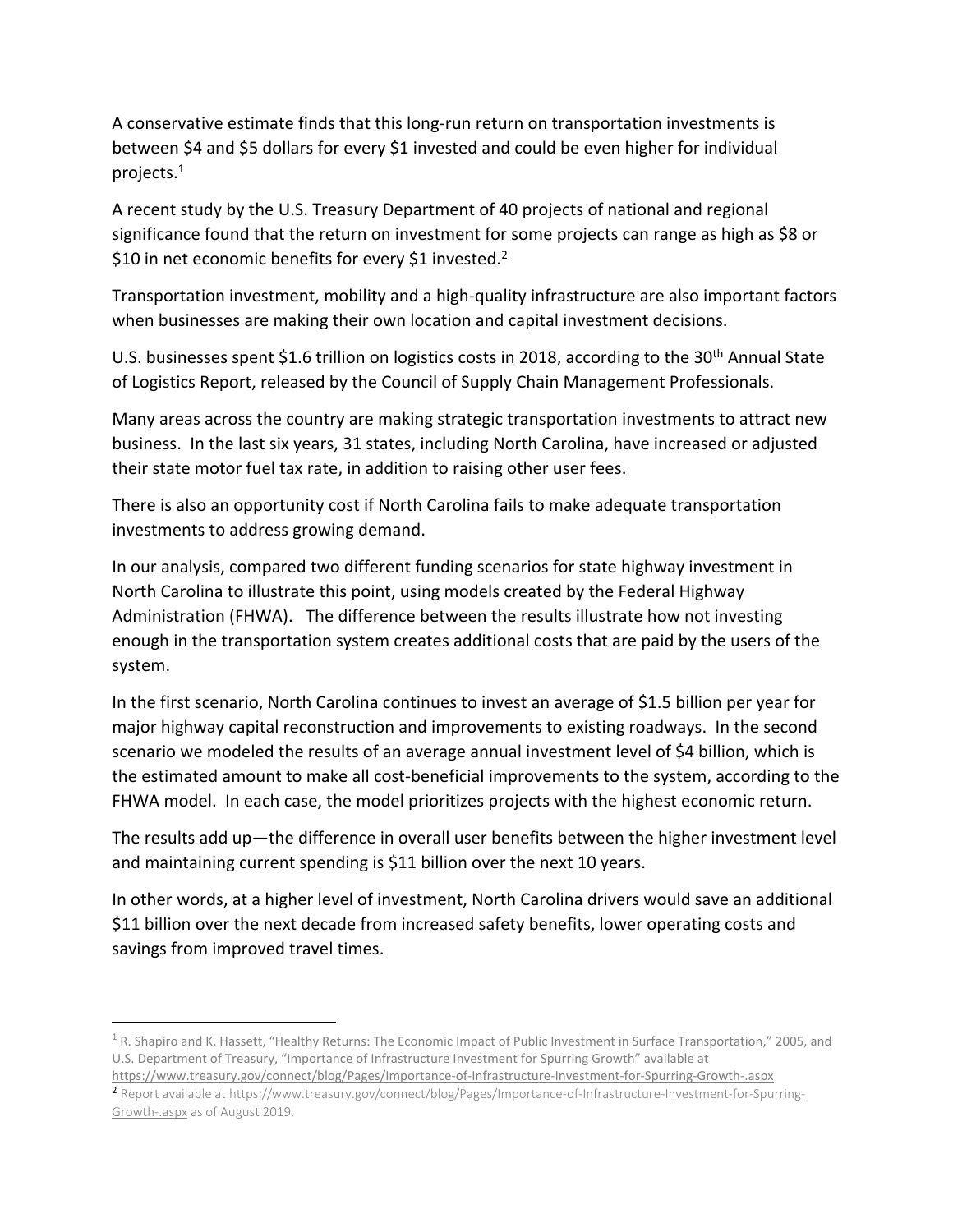A conservative estimate finds that this long-run return on transportation investments is between $4 and $5 dollars for every $1 invested and could be even higher for individual projects.[1]

A recent study by the U.S. Treasury Department of 40 projects of national and regional significance found that the return on investment for some projects can range as high as $8 or $10 in net economic benefits for every $1 invested.[2]

Transportation investment, mobility and a high-quality infrastructure are also important factors when businesses are making their own location and capital investment decisions.

U.S. businesses spent $1.6 trillion on logistics costs in 2018, according to the 30th Annual State of Logistics Report, released by the Council of Supply Chain Management Professionals.

Many areas across the country are making strategic transportation investments to attract new business. In the last six years, 31 states, including North Carolina, have increased or adjusted their state motor fuel tax rate, in addition to raising other user fees.

There is also an opportunity cost if North Carolina fails to make adequate transportation investments to address growing demand.

In our analysis, compared two different funding scenarios for state highway investment in North Carolina to illustrate this point, using models created by the Federal Highway Administration (FHWA). The difference between the results illustrate how not investing enough in the transportation system creates additional costs that are paid by the users of the system.

In the first scenario, North Carolina continues to invest an average of $1.5 billion per year for major highway capital reconstruction and improvements to existing roadways. In the second scenario we modeled the results of an average annual investment level of $4 billion, which is the estimated amount to make all cost-beneficial improvements to the system, according to the FHWA model. In each case, the model prioritizes projects with the highest economic return.

The results add up—the difference in overall user benefits between the higher investment level and maintaining current spending is $11 billion over the next 10 years.

In other words, at a higher level of investment, North Carolina drivers would save an additional $11 billion over the next decade from increased safety benefits, lower operating costs and savings from improved travel times.

---

[1] R. Shapiro and K. Hassett, "Healthy Returns: The Economic Impact of Public Investment in Surface Transportation," 2005, and U.S. Department of Treasury, "Importance of Infrastructure Investment for Spurring Growth" available at https://www.treasury.gov/connect/blog/Pages/Importance-of-Infrastructure-Investment-for-Spurring-Growth-.aspx

[2] Report available at https://www.treasury.gov/connect/blog/Pages/Importance-of-Infrastructure-Investment-for-Spurring-Growth-.aspx as of August 2019.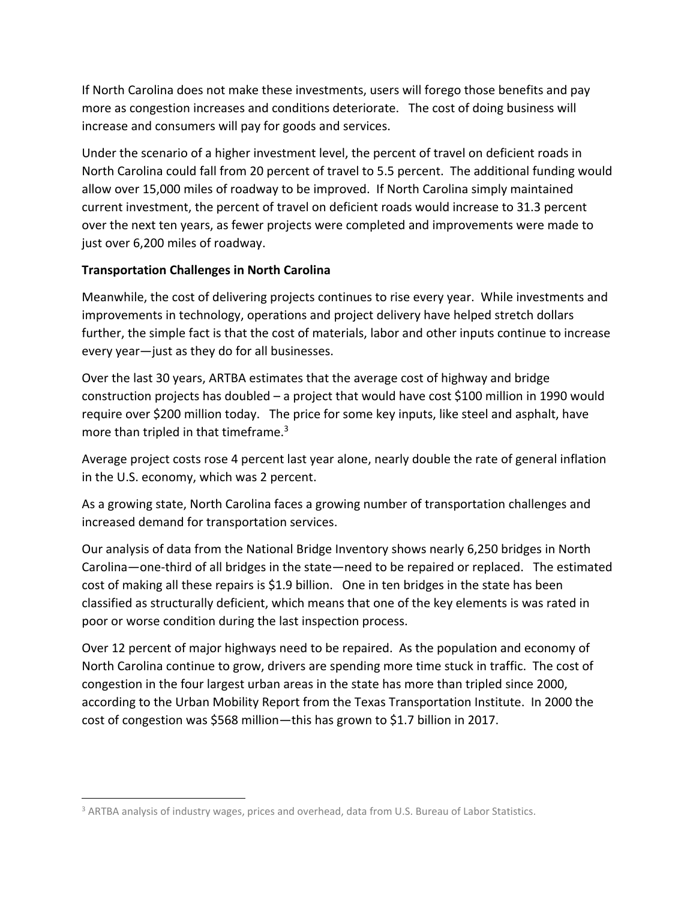If North Carolina does not make these investments, users will forego those benefits and pay more as congestion increases and conditions deteriorate. The cost of doing business will increase and consumers will pay for goods and services.

Under the scenario of a higher investment level, the percent of travel on deficient roads in North Carolina could fall from 20 percent of travel to 5.5 percent. The additional funding would allow over 15,000 miles of roadway to be improved. If North Carolina simply maintained current investment, the percent of travel on deficient roads would increase to 31.3 percent over the next ten years, as fewer projects were completed and improvements were made to just over 6,200 miles of roadway.

**Transportation Challenges in North Carolina**

Meanwhile, the cost of delivering projects continues to rise every year. While investments and improvements in technology, operations and project delivery have helped stretch dollars further, the simple fact is that the cost of materials, labor and other inputs continue to increase every year—just as they do for all businesses.

Over the last 30 years, ARTBA estimates that the average cost of highway and bridge construction projects has doubled – a project that would have cost $100 million in 1990 would require over $200 million today. The price for some key inputs, like steel and asphalt, have more than tripled in that timeframe.[3]

Average project costs rose 4 percent last year alone, nearly double the rate of general inflation in the U.S. economy, which was 2 percent.

As a growing state, North Carolina faces a growing number of transportation challenges and increased demand for transportation services.

Our analysis of data from the National Bridge Inventory shows nearly 6,250 bridges in North Carolina—one-third of all bridges in the state—need to be repaired or replaced. The estimated cost of making all these repairs is $1.9 billion. One in ten bridges in the state has been classified as structurally deficient, which means that one of the key elements is was rated in poor or worse condition during the last inspection process.

Over 12 percent of major highways need to be repaired. As the population and economy of North Carolina continue to grow, drivers are spending more time stuck in traffic. The cost of congestion in the four largest urban areas in the state has more than tripled since 2000, according to the Urban Mobility Report from the Texas Transportation Institute. In 2000 the cost of congestion was $568 million—this has grown to $1.7 billion in 2017.

---

[3] ARTBA analysis of industry wages, prices and overhead, data from U.S. Bureau of Labor Statistics.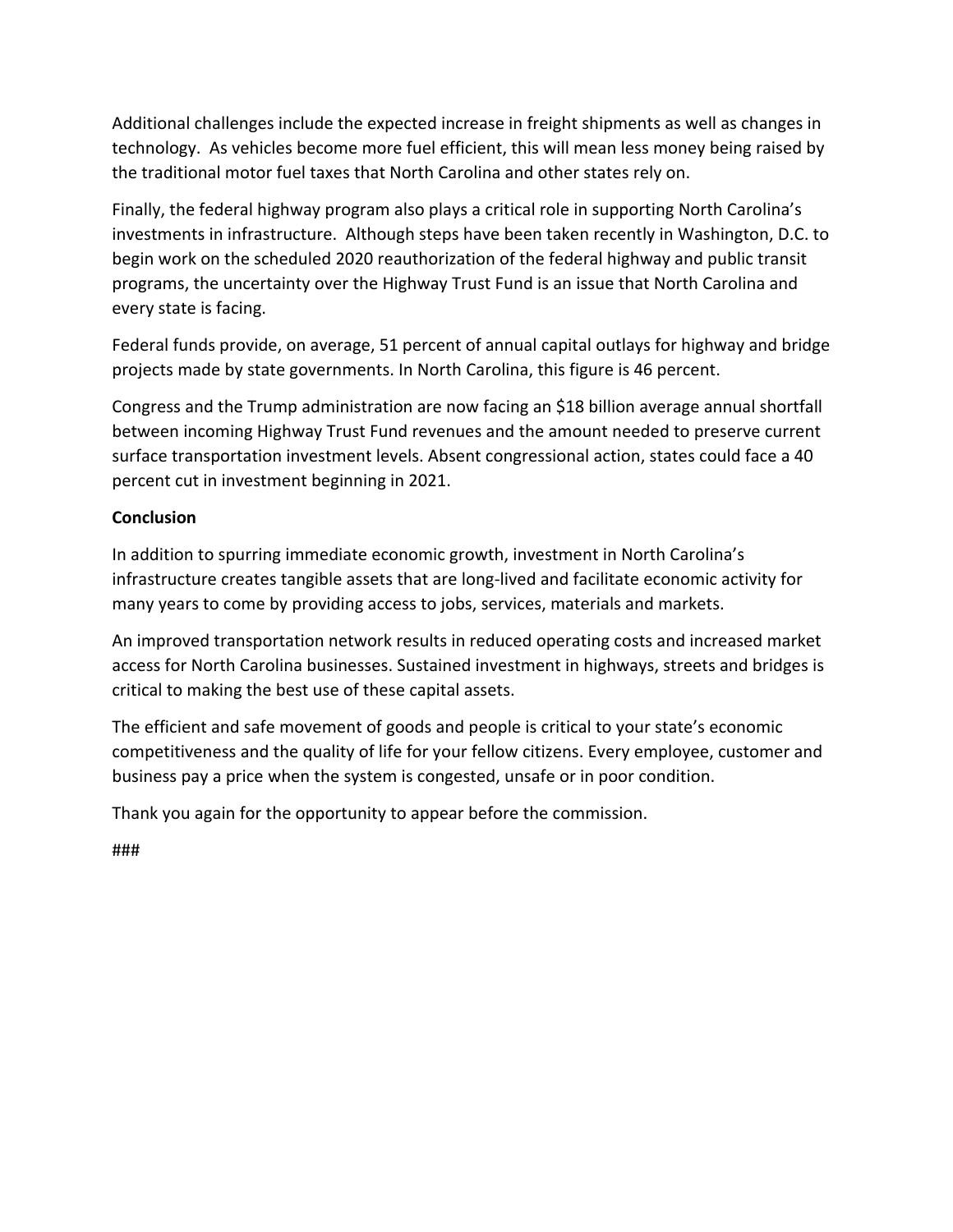Additional challenges include the expected increase in freight shipments as well as changes in technology. As vehicles become more fuel efficient, this will mean less money being raised by the traditional motor fuel taxes that North Carolina and other states rely on.

Finally, the federal highway program also plays a critical role in supporting North Carolina's investments in infrastructure. Although steps have been taken recently in Washington, D.C. to begin work on the scheduled 2020 reauthorization of the federal highway and public transit programs, the uncertainty over the Highway Trust Fund is an issue that North Carolina and every state is facing.

Federal funds provide, on average, 51 percent of annual capital outlays for highway and bridge projects made by state governments. In North Carolina, this figure is 46 percent.

Congress and the Trump administration are now facing an $18 billion average annual shortfall between incoming Highway Trust Fund revenues and the amount needed to preserve current surface transportation investment levels. Absent congressional action, states could face a 40 percent cut in investment beginning in 2021.

**Conclusion**

In addition to spurring immediate economic growth, investment in North Carolina's infrastructure creates tangible assets that are long-lived and facilitate economic activity for many years to come by providing access to jobs, services, materials and markets.

An improved transportation network results in reduced operating costs and increased market access for North Carolina businesses. Sustained investment in highways, streets and bridges is critical to making the best use of these capital assets.

The efficient and safe movement of goods and people is critical to your state's economic competitiveness and the quality of life for your fellow citizens. Every employee, customer and business pay a price when the system is congested, unsafe or in poor condition.

Thank you again for the opportunity to appear before the commission.

###